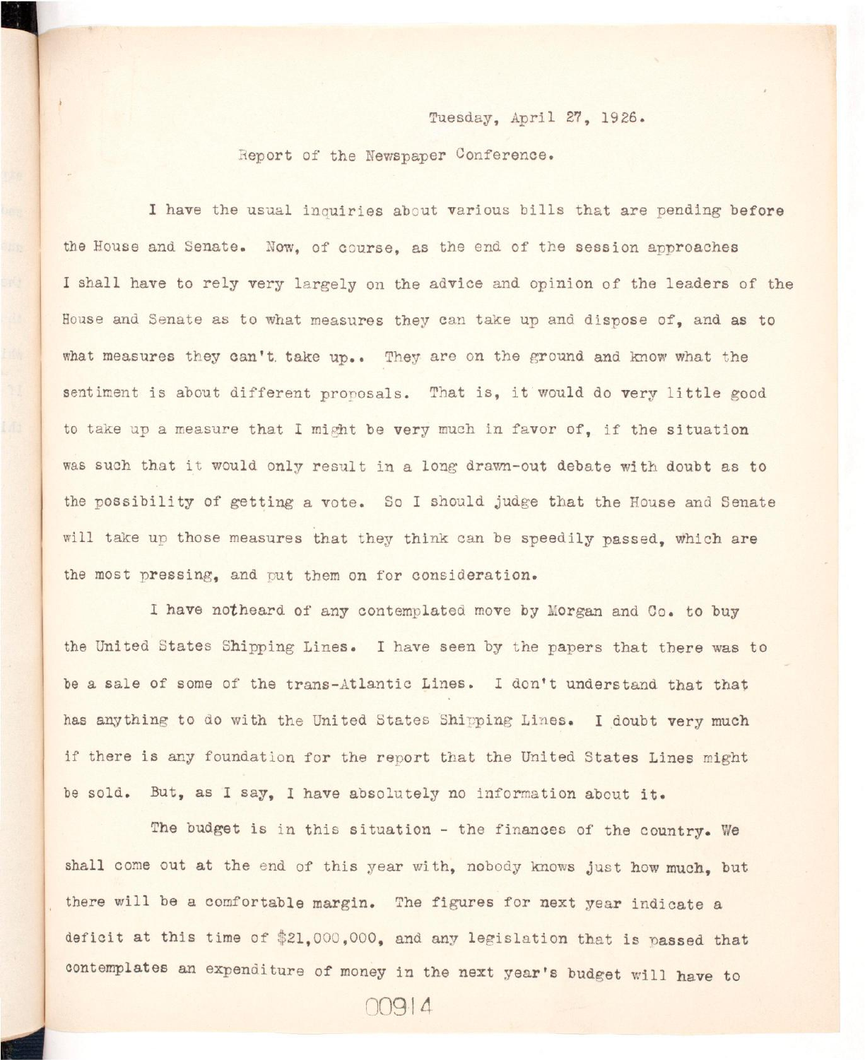Tuesday, April 27, 1926.

Report of the Newspaper Conference.

I have the usual inquiries about various bills that are pending before the House and Senate. Now, of course, as the end of the session approaches I shall have to rely very largely on the advice and opinion of the leaders of the House and Senate as to what measures they can take up and dispose of, and as to what measures they can't take up.. They are on the ground and know what the sentiment is about different proposals. That is, it would do very little good to take up a measure that I might be very much in favor of, if the situation was such that it would only result in a long drawn-out debate with doubt as to the possibility of getting a vote. So I should judge that the House and Senate will take up those measures that they think can be speedily passed, which are the most pressing, and put them on for consideration.

I have notheard of any contemplated move by Morgan and Co. to buy the United States Shipping Lines. I have seen by the papers that there was to be a sale of some of the trans-Atlantic Lines. I don't understand that that has anything to do with the United States Shipping Lines. I doubt very much if there is any foundation for the report that the United States Lines might be sold. But, as I say, I have absolutely no information about it.

The budget is in this situation - the finances of the country. We shall come out at the end of this year with, nobody knows just how much, but there will be a comfortable margin. The figures for next year indicate a deficit at this time of $21,000,000, and any legislation that is passed that contemplates an expenditure of money in the next year's budget will have to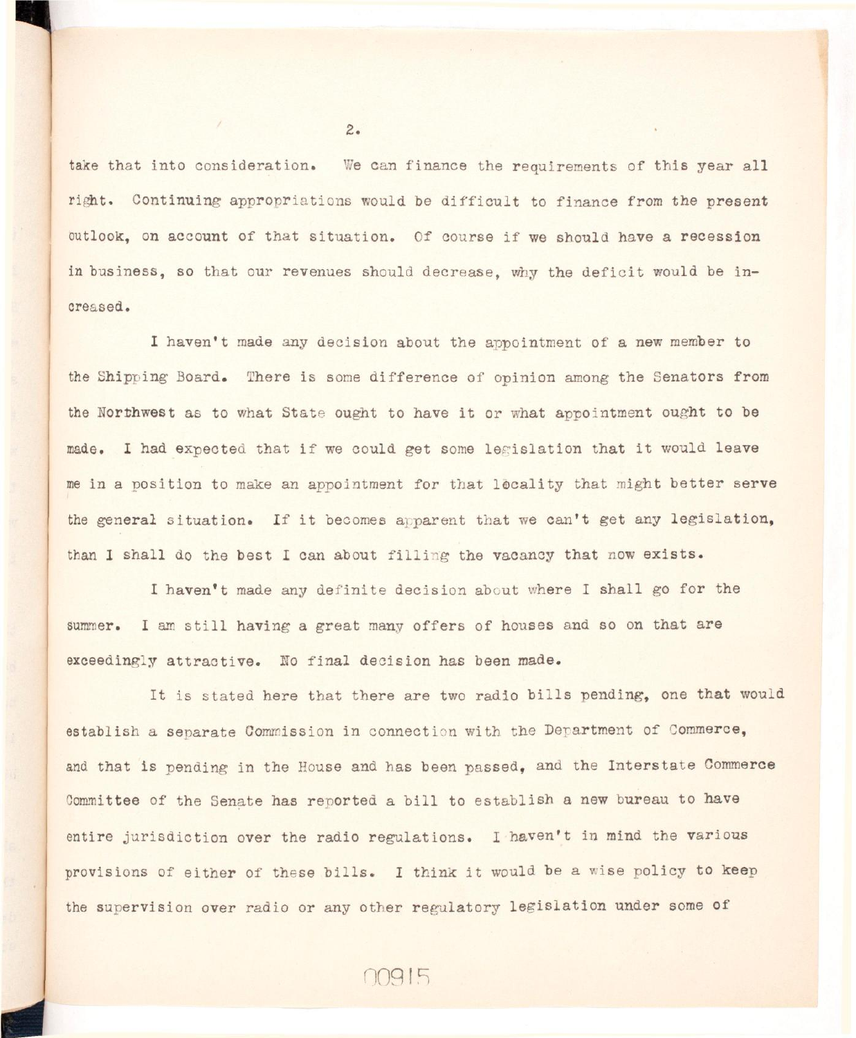take that into consideration. We can finance the requirements of this year all right. Continuing appropriations would be difficult to finance from the present outlook, on account of that situation. Of course if we should have a recession in business, so that our revenues should decrease, why the deficit would be increased.

I haven't made any decision about the appointment of a new member to the Shipping Board. There is some difference of opinion among the Senators from the Northwest as to what State ought to have it or what appointment ought to be made. I had expected that if we could get some legislation that it would leave me in a position to make an appointment for that locality that might better serve the general situation. If it becomes apparent that we can't get any legislation, than I shall do the best I can about filling the vacancy that now exists.

I haven't made any definite decision about where I shall go for the summer. I am still having a great many offers of houses and so on that are exceedingly attractive. No final decision has been made.

It is stated here that there are two radio bills pending, one that would establish a separate Commission in connection with the Department of Commerce, and that is pending in the House and has been passed, and the Interstate Commerce Committee of the Senate has reported a bill to establish a new bureau to have entire jurisdiction over the radio regulations. I haven't in mind the various provisions of either of these bills. I think it would be a wise policy to keep the supervision over radio or any other regulatory legislation under some of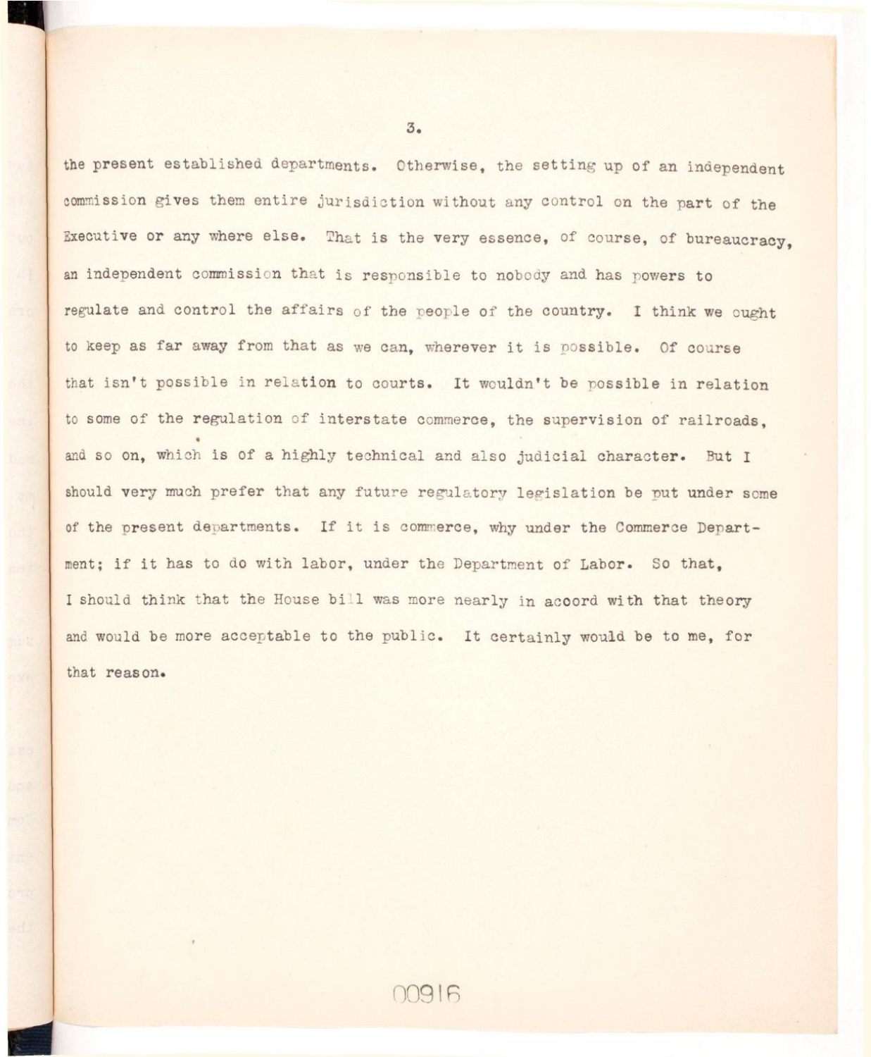the present established departments. Otherwise, the setting up of an independent commission gives them entire jurisdiction without any control on the part of the Executive or any where else. That is the very essence, of course, of bureaucracy, an independent commission that is responsible to nobody and has powers to regulate and control the affairs of the people of the country. I think we ought to keep as far away from that as we can, wherever it is possible. Of course that isn't possible in relation to courts. It wouldn't be possible in relation to some of the regulation of interstate commerce, the supervision of railroads, and so on, which is of a highly technical and also judicial character. But I should very much prefer that any future regulatory legislation be put under some of the present departments. If it is commerce, why under the Commerce Department; if it has to do with labor, under the Department of Labor. So that, I should think that the House bill was more nearly in accord with that theory and would be more acceptable to the public. It certainly would be to me, for that reason.

00916